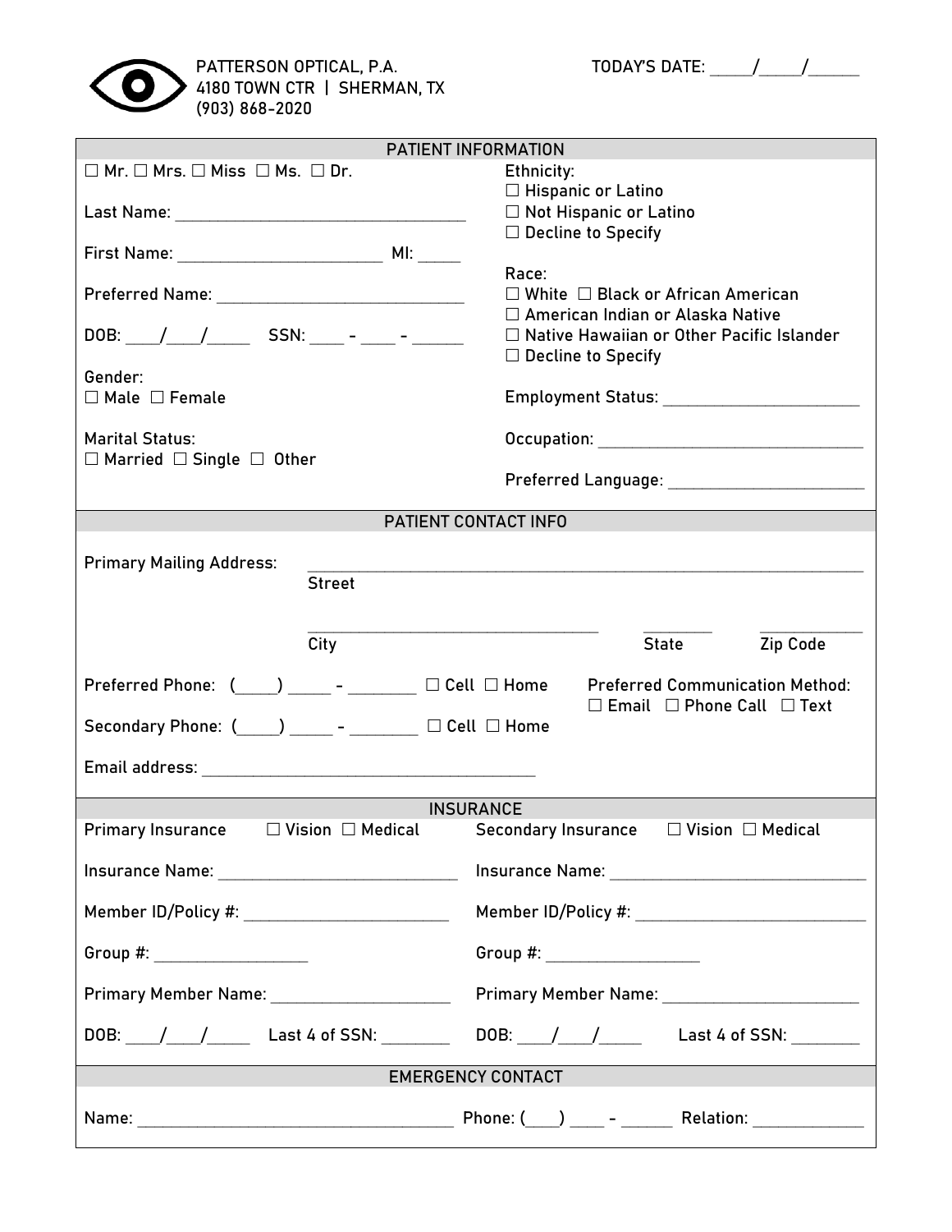PATTERSON OPTICAL, P.A.
4180 TOWN CTR | SHERMAN, TX
(903) 868-2020

TODAY'S DATE: _____/_____/______

## PATIENT INFORMATION

☐ Mr. ☐ Mrs. ☐ Miss ☐ Ms. ☐ Dr.

Last Name: ___________________________________

First Name: __________________________ MI: _____

Preferred Name: ______________________________

DOB: ____/____/_____ SSN: ____ - ____ - ______

Gender:
☐ Male ☐ Female

Marital Status:
☐ Married ☐ Single ☐ Other

Ethnicity:
☐ Hispanic or Latino
☐ Not Hispanic or Latino
☐ Decline to Specify

Race:
☐ White ☐ Black or African American
☐ American Indian or Alaska Native
☐ Native Hawaiian or Other Pacific Islander
☐ Decline to Specify

Employment Status: _______________________

Occupation: _______________________________

Preferred Language: _______________________

## PATIENT CONTACT INFO

Primary Mailing Address: _________________________________________________________________
Street

___________________________________ __________ ____________
City State Zip Code

Preferred Phone: (_____) _____ - ________ ☐ Cell ☐ Home

Secondary Phone: (_____) _____ - ________ ☐ Cell ☐ Home

Email address: ________________________________________

Preferred Communication Method:
☐ Email ☐ Phone Call ☐ Text

## INSURANCE

| Primary Insurance ☐ Vision ☐ Medical | Secondary Insurance ☐ Vision ☐ Medical |
|---|---|
| Insurance Name: ____________________________ | Insurance Name: ______________________________ |
| Member ID/Policy #: ________________________ | Member ID/Policy #: ___________________________ |
| Group #: __________________ | Group #: __________________ |
| Primary Member Name: _____________________ | Primary Member Name: _______________________ |
| DOB: ____/____/_____ Last 4 of SSN: ________ | DOB: ____/____/_____ Last 4 of SSN: ________ |

## EMERGENCY CONTACT

Name: ________________________________________ Phone: (____) ____ - ______ Relation: _____________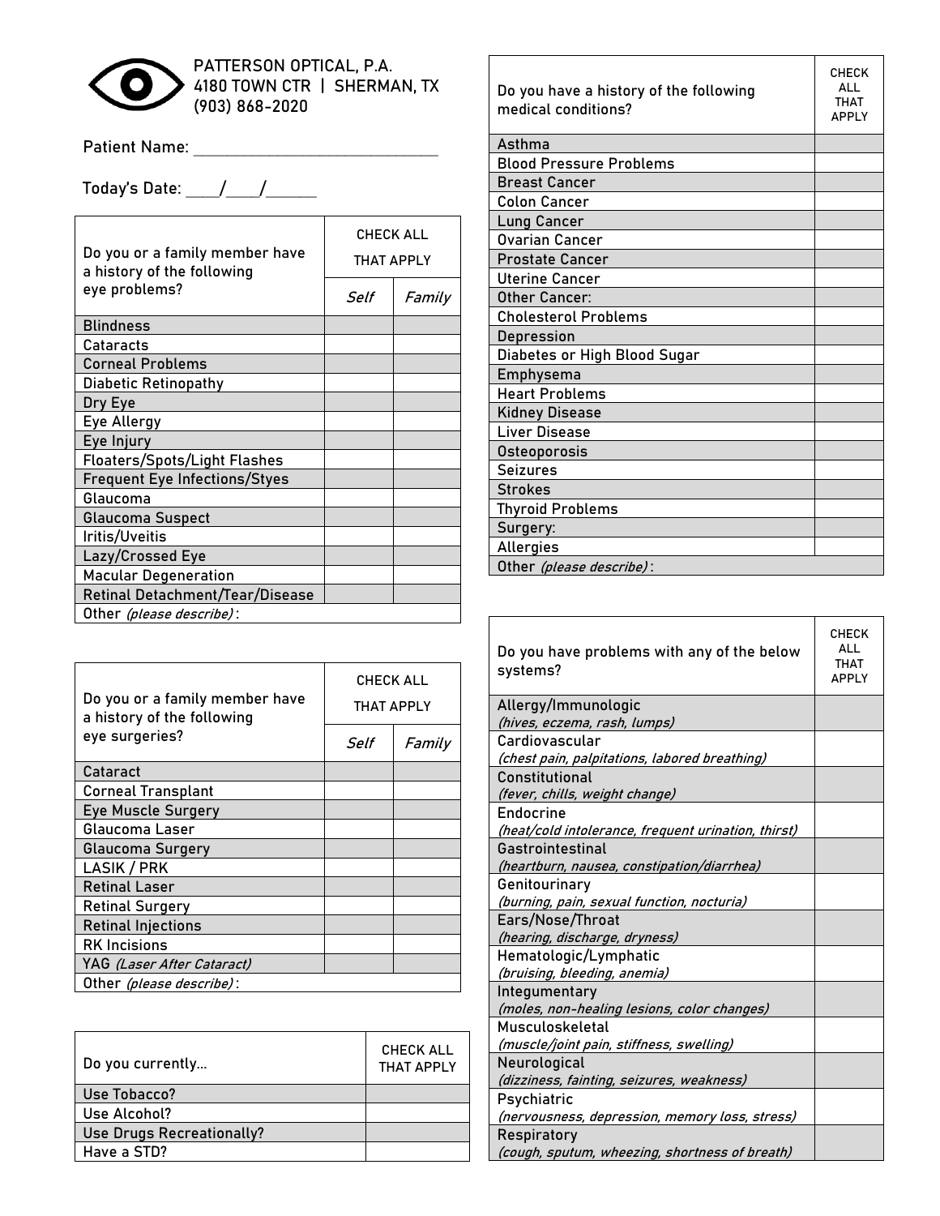PATTERSON OPTICAL, P.A.
4180 TOWN CTR | SHERMAN, TX
(903) 868-2020

Patient Name: ____________________________

Today's Date: ____/____/______

| Do you or a family member have a history of the following eye problems? | CHECK ALL THAT APPLY | |
|---|---|---|
| | *Self* | *Family* |
| Blindness | | |
| Cataracts | | |
| Corneal Problems | | |
| Diabetic Retinopathy | | |
| Dry Eye | | |
| Eye Allergy | | |
| Eye Injury | | |
| Floaters/Spots/Light Flashes | | |
| Frequent Eye Infections/Styes | | |
| Glaucoma | | |
| Glaucoma Suspect | | |
| Iritis/Uveitis | | |
| Lazy/Crossed Eye | | |
| Macular Degeneration | | |
| Retinal Detachment/Tear/Disease | | |
| Other *(please describe)*: | | |

| Do you or a family member have a history of the following eye surgeries? | CHECK ALL THAT APPLY | |
|---|---|---|
| | *Self* | *Family* |
| Cataract | | |
| Corneal Transplant | | |
| Eye Muscle Surgery | | |
| Glaucoma Laser | | |
| Glaucoma Surgery | | |
| LASIK / PRK | | |
| Retinal Laser | | |
| Retinal Surgery | | |
| Retinal Injections | | |
| RK Incisions | | |
| YAG *(Laser After Cataract)* | | |
| Other *(please describe)*: | | |

| Do you currently... | CHECK ALL THAT APPLY |
|---|---|
| Use Tobacco? | |
| Use Alcohol? | |
| Use Drugs Recreationally? | |
| Have a STD? | |

| Do you have a history of the following medical conditions? | CHECK ALL THAT APPLY |
|---|---|
| Asthma | |
| Blood Pressure Problems | |
| Breast Cancer | |
| Colon Cancer | |
| Lung Cancer | |
| Ovarian Cancer | |
| Prostate Cancer | |
| Uterine Cancer | |
| Other Cancer: | |
| Cholesterol Problems | |
| Depression | |
| Diabetes or High Blood Sugar | |
| Emphysema | |
| Heart Problems | |
| Kidney Disease | |
| Liver Disease | |
| Osteoporosis | |
| Seizures | |
| Strokes | |
| Thyroid Problems | |
| Surgery: | |
| Allergies | |
| Other *(please describe)*: | |

| Do you have problems with any of the below systems? | CHECK ALL THAT APPLY |
|---|---|
| Allergy/Immunologic *(hives, eczema, rash, lumps)* | |
| Cardiovascular *(chest pain, palpitations, labored breathing)* | |
| Constitutional *(fever, chills, weight change)* | |
| Endocrine *(heat/cold intolerance, frequent urination, thirst)* | |
| Gastrointestinal *(heartburn, nausea, constipation/diarrhea)* | |
| Genitourinary *(burning, pain, sexual function, nocturia)* | |
| Ears/Nose/Throat *(hearing, discharge, dryness)* | |
| Hematologic/Lymphatic *(bruising, bleeding, anemia)* | |
| Integumentary *(moles, non-healing lesions, color changes)* | |
| Musculoskeletal *(muscle/joint pain, stiffness, swelling)* | |
| Neurological *(dizziness, fainting, seizures, weakness)* | |
| Psychiatric *(nervousness, depression, memory loss, stress)* | |
| Respiratory *(cough, sputum, wheezing, shortness of breath)* | |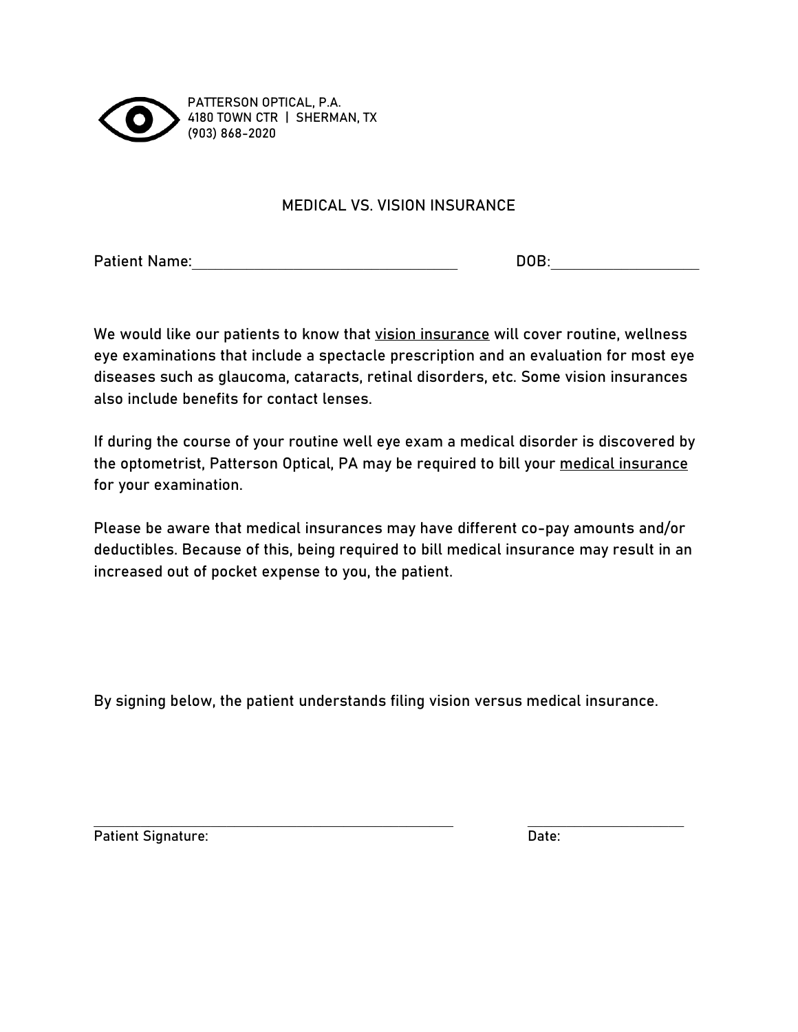PATTERSON OPTICAL, P.A.
4180 TOWN CTR | SHERMAN, TX
(903) 868-2020

# MEDICAL VS. VISION INSURANCE

Patient Name:________________________________ DOB:________________

We would like our patients to know that <u>vision insurance</u> will cover routine, wellness eye examinations that include a spectacle prescription and an evaluation for most eye diseases such as glaucoma, cataracts, retinal disorders, etc. Some vision insurances also include benefits for contact lenses.

If during the course of your routine well eye exam a medical disorder is discovered by the optometrist, Patterson Optical, PA may be required to bill your <u>medical insurance</u> for your examination.

Please be aware that medical insurances may have different co-pay amounts and/or deductibles. Because of this, being required to bill medical insurance may result in an increased out of pocket expense to you, the patient.

By signing below, the patient understands filing vision versus medical insurance.

________________________________________ ________________

Patient Signature: Date: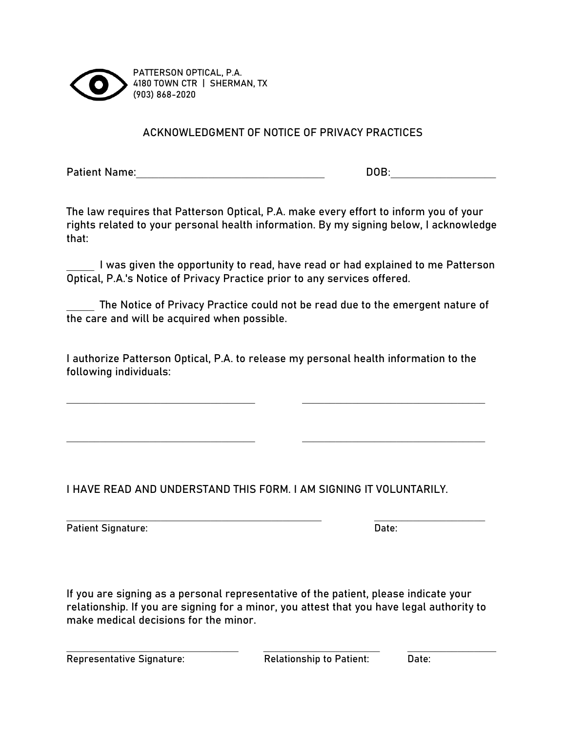PATTERSON OPTICAL, P.A.
4180 TOWN CTR | SHERMAN, TX
(903) 868-2020

## ACKNOWLEDGMENT OF NOTICE OF PRIVACY PRACTICES

Patient Name:________________________________ DOB:__________________

The law requires that Patterson Optical, P.A. make every effort to inform you of your rights related to your personal health information. By my signing below, I acknowledge that:

_____ I was given the opportunity to read, have read or had explained to me Patterson Optical, P.A.'s Notice of Privacy Practice prior to any services offered.

_____ The Notice of Privacy Practice could not be read due to the emergent nature of the care and will be acquired when possible.

I authorize Patterson Optical, P.A. to release my personal health information to the following individuals:

________________________________ ________________________________

________________________________ ________________________________

I HAVE READ AND UNDERSTAND THIS FORM. I AM SIGNING IT VOLUNTARILY.

______________________________________________ ____________________
Patient Signature: Date:

If you are signing as a personal representative of the patient, please indicate your relationship. If you are signing for a minor, you attest that you have legal authority to make medical decisions for the minor.

______________________________ ____________________ ______________
Representative Signature: Relationship to Patient: Date: